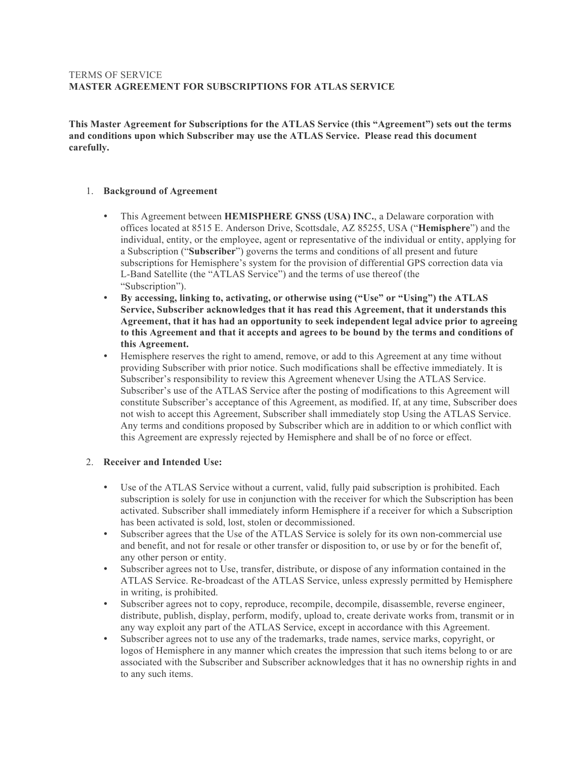TERMS OF SERVICE

**MASTER AGREEMENT FOR SUBSCRIPTIONS FOR ATLAS SERVICE**

**This Master Agreement for Subscriptions for the ATLAS Service (this "Agreement") sets out the terms and conditions upon which Subscriber may use the ATLAS Service. Please read this document carefully.**

1. **Background of Agreement**

   - This Agreement between **HEMISPHERE GNSS (USA) INC.**, a Delaware corporation with offices located at 8515 E. Anderson Drive, Scottsdale, AZ 85255, USA ("**Hemisphere**") and the individual, entity, or the employee, agent or representative of the individual or entity, applying for a Subscription ("**Subscriber**") governs the terms and conditions of all present and future subscriptions for Hemisphere's system for the provision of differential GPS correction data via L-Band Satellite (the "ATLAS Service") and the terms of use thereof (the "Subscription").
   - **By accessing, linking to, activating, or otherwise using ("Use" or "Using") the ATLAS Service, Subscriber acknowledges that it has read this Agreement, that it understands this Agreement, that it has had an opportunity to seek independent legal advice prior to agreeing to this Agreement and that it accepts and agrees to be bound by the terms and conditions of this Agreement.**
   - Hemisphere reserves the right to amend, remove, or add to this Agreement at any time without providing Subscriber with prior notice. Such modifications shall be effective immediately. It is Subscriber's responsibility to review this Agreement whenever Using the ATLAS Service. Subscriber's use of the ATLAS Service after the posting of modifications to this Agreement will constitute Subscriber's acceptance of this Agreement, as modified. If, at any time, Subscriber does not wish to accept this Agreement, Subscriber shall immediately stop Using the ATLAS Service. Any terms and conditions proposed by Subscriber which are in addition to or which conflict with this Agreement are expressly rejected by Hemisphere and shall be of no force or effect.

2. **Receiver and Intended Use:**

   - Use of the ATLAS Service without a current, valid, fully paid subscription is prohibited. Each subscription is solely for use in conjunction with the receiver for which the Subscription has been activated. Subscriber shall immediately inform Hemisphere if a receiver for which a Subscription has been activated is sold, lost, stolen or decommissioned.
   - Subscriber agrees that the Use of the ATLAS Service is solely for its own non-commercial use and benefit, and not for resale or other transfer or disposition to, or use by or for the benefit of, any other person or entity.
   - Subscriber agrees not to Use, transfer, distribute, or dispose of any information contained in the ATLAS Service. Re-broadcast of the ATLAS Service, unless expressly permitted by Hemisphere in writing, is prohibited.
   - Subscriber agrees not to copy, reproduce, recompile, decompile, disassemble, reverse engineer, distribute, publish, display, perform, modify, upload to, create derivate works from, transmit or in any way exploit any part of the ATLAS Service, except in accordance with this Agreement.
   - Subscriber agrees not to use any of the trademarks, trade names, service marks, copyright, or logos of Hemisphere in any manner which creates the impression that such items belong to or are associated with the Subscriber and Subscriber acknowledges that it has no ownership rights in and to any such items.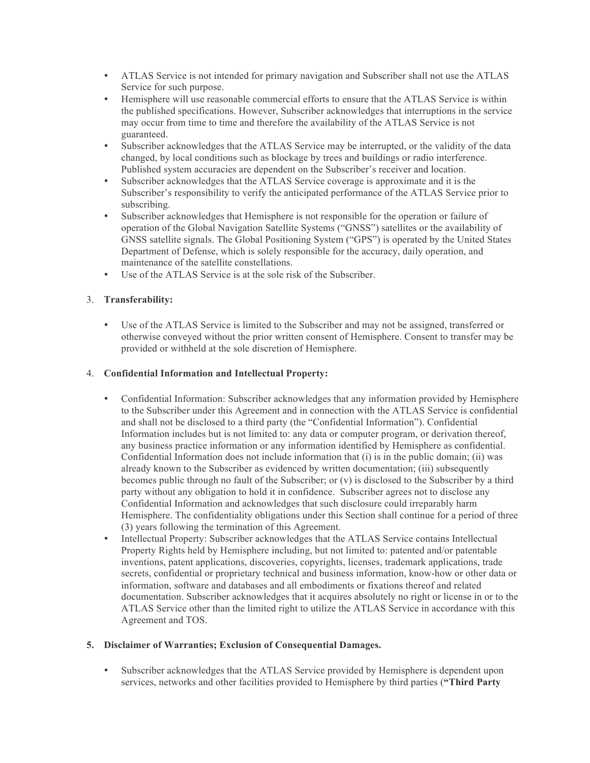- ATLAS Service is not intended for primary navigation and Subscriber shall not use the ATLAS Service for such purpose.
- Hemisphere will use reasonable commercial efforts to ensure that the ATLAS Service is within the published specifications. However, Subscriber acknowledges that interruptions in the service may occur from time to time and therefore the availability of the ATLAS Service is not guaranteed.
- Subscriber acknowledges that the ATLAS Service may be interrupted, or the validity of the data changed, by local conditions such as blockage by trees and buildings or radio interference. Published system accuracies are dependent on the Subscriber's receiver and location.
- Subscriber acknowledges that the ATLAS Service coverage is approximate and it is the Subscriber's responsibility to verify the anticipated performance of the ATLAS Service prior to subscribing.
- Subscriber acknowledges that Hemisphere is not responsible for the operation or failure of operation of the Global Navigation Satellite Systems ("GNSS") satellites or the availability of GNSS satellite signals. The Global Positioning System ("GPS") is operated by the United States Department of Defense, which is solely responsible for the accuracy, daily operation, and maintenance of the satellite constellations.
- Use of the ATLAS Service is at the sole risk of the Subscriber.

3. **Transferability:**

- Use of the ATLAS Service is limited to the Subscriber and may not be assigned, transferred or otherwise conveyed without the prior written consent of Hemisphere. Consent to transfer may be provided or withheld at the sole discretion of Hemisphere.

4. **Confidential Information and Intellectual Property:**

- Confidential Information: Subscriber acknowledges that any information provided by Hemisphere to the Subscriber under this Agreement and in connection with the ATLAS Service is confidential and shall not be disclosed to a third party (the "Confidential Information"). Confidential Information includes but is not limited to: any data or computer program, or derivation thereof, any business practice information or any information identified by Hemisphere as confidential. Confidential Information does not include information that (i) is in the public domain; (ii) was already known to the Subscriber as evidenced by written documentation; (iii) subsequently becomes public through no fault of the Subscriber; or (v) is disclosed to the Subscriber by a third party without any obligation to hold it in confidence. Subscriber agrees not to disclose any Confidential Information and acknowledges that such disclosure could irreparably harm Hemisphere. The confidentiality obligations under this Section shall continue for a period of three (3) years following the termination of this Agreement.
- Intellectual Property: Subscriber acknowledges that the ATLAS Service contains Intellectual Property Rights held by Hemisphere including, but not limited to: patented and/or patentable inventions, patent applications, discoveries, copyrights, licenses, trademark applications, trade secrets, confidential or proprietary technical and business information, know-how or other data or information, software and databases and all embodiments or fixations thereof and related documentation. Subscriber acknowledges that it acquires absolutely no right or license in or to the ATLAS Service other than the limited right to utilize the ATLAS Service in accordance with this Agreement and TOS.

5. **Disclaimer of Warranties; Exclusion of Consequential Damages.**

- Subscriber acknowledges that the ATLAS Service provided by Hemisphere is dependent upon services, networks and other facilities provided to Hemisphere by third parties (**"Third Party**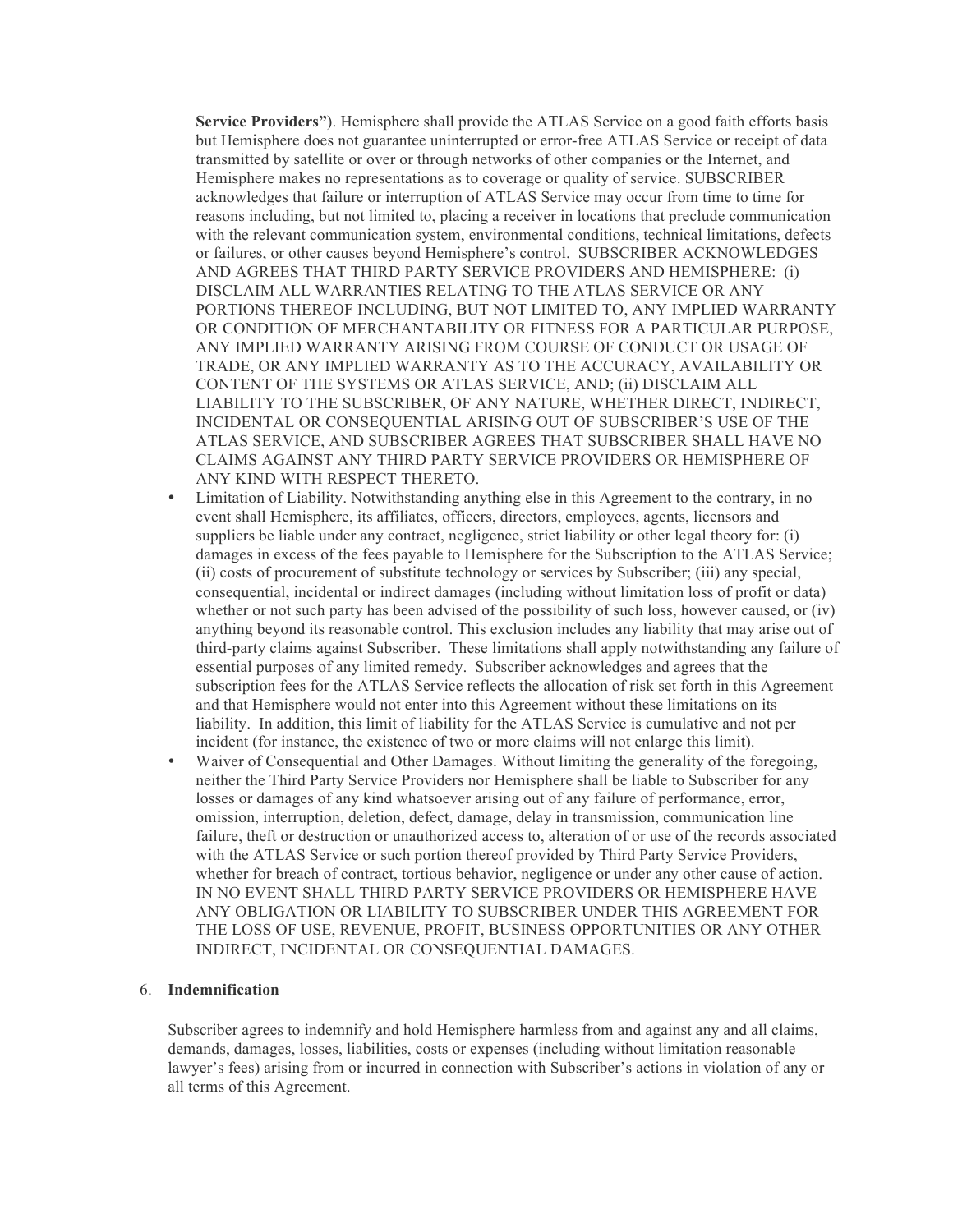**Service Providers"**). Hemisphere shall provide the ATLAS Service on a good faith efforts basis but Hemisphere does not guarantee uninterrupted or error-free ATLAS Service or receipt of data transmitted by satellite or over or through networks of other companies or the Internet, and Hemisphere makes no representations as to coverage or quality of service. SUBSCRIBER acknowledges that failure or interruption of ATLAS Service may occur from time to time for reasons including, but not limited to, placing a receiver in locations that preclude communication with the relevant communication system, environmental conditions, technical limitations, defects or failures, or other causes beyond Hemisphere's control. SUBSCRIBER ACKNOWLEDGES AND AGREES THAT THIRD PARTY SERVICE PROVIDERS AND HEMISPHERE: (i) DISCLAIM ALL WARRANTIES RELATING TO THE ATLAS SERVICE OR ANY PORTIONS THEREOF INCLUDING, BUT NOT LIMITED TO, ANY IMPLIED WARRANTY OR CONDITION OF MERCHANTABILITY OR FITNESS FOR A PARTICULAR PURPOSE, ANY IMPLIED WARRANTY ARISING FROM COURSE OF CONDUCT OR USAGE OF TRADE, OR ANY IMPLIED WARRANTY AS TO THE ACCURACY, AVAILABILITY OR CONTENT OF THE SYSTEMS OR ATLAS SERVICE, AND; (ii) DISCLAIM ALL LIABILITY TO THE SUBSCRIBER, OF ANY NATURE, WHETHER DIRECT, INDIRECT, INCIDENTAL OR CONSEQUENTIAL ARISING OUT OF SUBSCRIBER'S USE OF THE ATLAS SERVICE, AND SUBSCRIBER AGREES THAT SUBSCRIBER SHALL HAVE NO CLAIMS AGAINST ANY THIRD PARTY SERVICE PROVIDERS OR HEMISPHERE OF ANY KIND WITH RESPECT THERETO.

- Limitation of Liability. Notwithstanding anything else in this Agreement to the contrary, in no event shall Hemisphere, its affiliates, officers, directors, employees, agents, licensors and suppliers be liable under any contract, negligence, strict liability or other legal theory for: (i) damages in excess of the fees payable to Hemisphere for the Subscription to the ATLAS Service; (ii) costs of procurement of substitute technology or services by Subscriber; (iii) any special, consequential, incidental or indirect damages (including without limitation loss of profit or data) whether or not such party has been advised of the possibility of such loss, however caused, or (iv) anything beyond its reasonable control. This exclusion includes any liability that may arise out of third-party claims against Subscriber. These limitations shall apply notwithstanding any failure of essential purposes of any limited remedy. Subscriber acknowledges and agrees that the subscription fees for the ATLAS Service reflects the allocation of risk set forth in this Agreement and that Hemisphere would not enter into this Agreement without these limitations on its liability. In addition, this limit of liability for the ATLAS Service is cumulative and not per incident (for instance, the existence of two or more claims will not enlarge this limit).
- Waiver of Consequential and Other Damages. Without limiting the generality of the foregoing, neither the Third Party Service Providers nor Hemisphere shall be liable to Subscriber for any losses or damages of any kind whatsoever arising out of any failure of performance, error, omission, interruption, deletion, defect, damage, delay in transmission, communication line failure, theft or destruction or unauthorized access to, alteration of or use of the records associated with the ATLAS Service or such portion thereof provided by Third Party Service Providers, whether for breach of contract, tortious behavior, negligence or under any other cause of action. IN NO EVENT SHALL THIRD PARTY SERVICE PROVIDERS OR HEMISPHERE HAVE ANY OBLIGATION OR LIABILITY TO SUBSCRIBER UNDER THIS AGREEMENT FOR THE LOSS OF USE, REVENUE, PROFIT, BUSINESS OPPORTUNITIES OR ANY OTHER INDIRECT, INCIDENTAL OR CONSEQUENTIAL DAMAGES.

6. **Indemnification**

Subscriber agrees to indemnify and hold Hemisphere harmless from and against any and all claims, demands, damages, losses, liabilities, costs or expenses (including without limitation reasonable lawyer's fees) arising from or incurred in connection with Subscriber's actions in violation of any or all terms of this Agreement.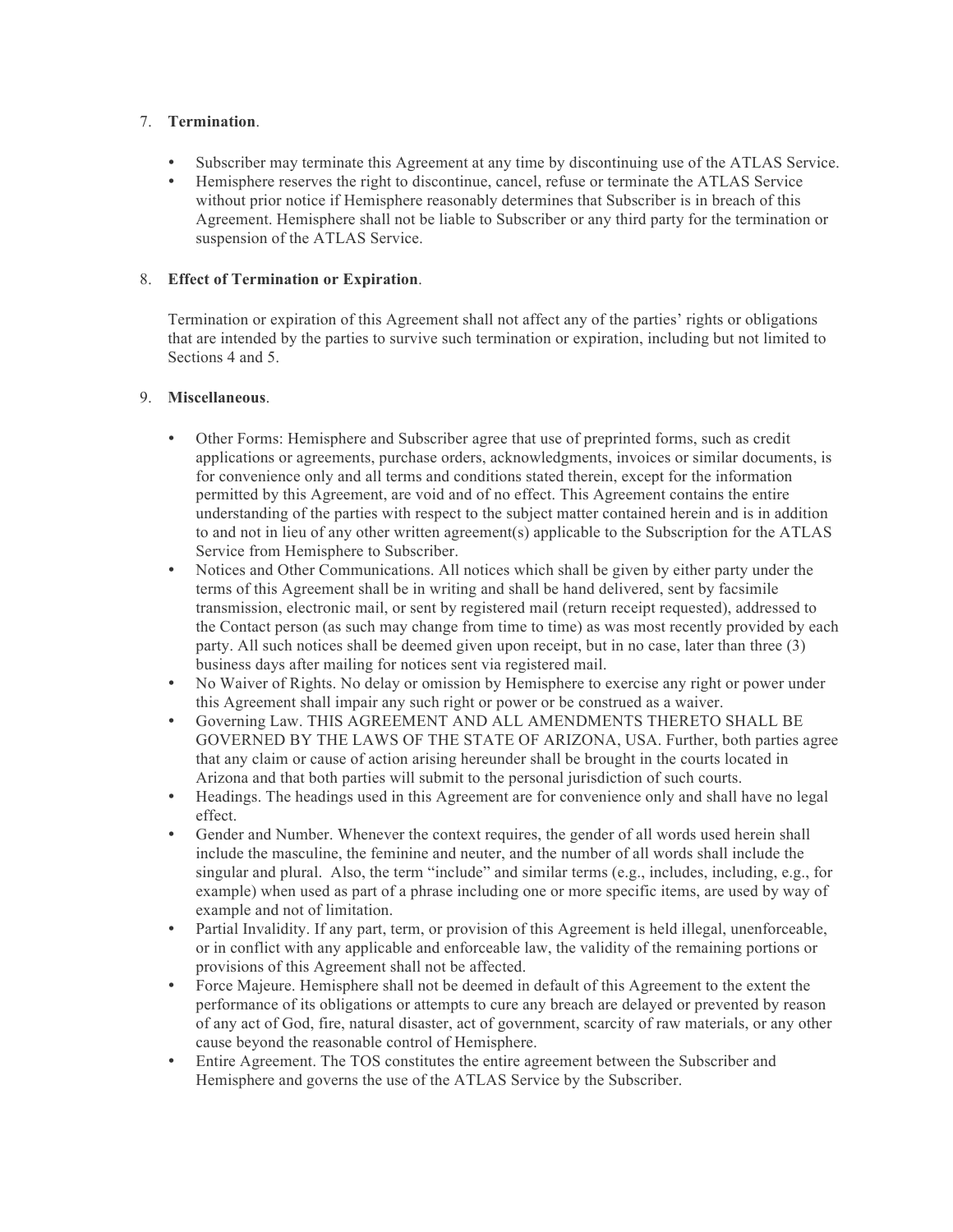7. **Termination**.

    - Subscriber may terminate this Agreement at any time by discontinuing use of the ATLAS Service.
    - Hemisphere reserves the right to discontinue, cancel, refuse or terminate the ATLAS Service without prior notice if Hemisphere reasonably determines that Subscriber is in breach of this Agreement. Hemisphere shall not be liable to Subscriber or any third party for the termination or suspension of the ATLAS Service.

8. **Effect of Termination or Expiration**.

    Termination or expiration of this Agreement shall not affect any of the parties' rights or obligations that are intended by the parties to survive such termination or expiration, including but not limited to Sections 4 and 5.

9. **Miscellaneous**.

    - Other Forms: Hemisphere and Subscriber agree that use of preprinted forms, such as credit applications or agreements, purchase orders, acknowledgments, invoices or similar documents, is for convenience only and all terms and conditions stated therein, except for the information permitted by this Agreement, are void and of no effect. This Agreement contains the entire understanding of the parties with respect to the subject matter contained herein and is in addition to and not in lieu of any other written agreement(s) applicable to the Subscription for the ATLAS Service from Hemisphere to Subscriber.
    - Notices and Other Communications. All notices which shall be given by either party under the terms of this Agreement shall be in writing and shall be hand delivered, sent by facsimile transmission, electronic mail, or sent by registered mail (return receipt requested), addressed to the Contact person (as such may change from time to time) as was most recently provided by each party. All such notices shall be deemed given upon receipt, but in no case, later than three (3) business days after mailing for notices sent via registered mail.
    - No Waiver of Rights. No delay or omission by Hemisphere to exercise any right or power under this Agreement shall impair any such right or power or be construed as a waiver.
    - Governing Law. THIS AGREEMENT AND ALL AMENDMENTS THERETO SHALL BE GOVERNED BY THE LAWS OF THE STATE OF ARIZONA, USA. Further, both parties agree that any claim or cause of action arising hereunder shall be brought in the courts located in Arizona and that both parties will submit to the personal jurisdiction of such courts.
    - Headings. The headings used in this Agreement are for convenience only and shall have no legal effect.
    - Gender and Number. Whenever the context requires, the gender of all words used herein shall include the masculine, the feminine and neuter, and the number of all words shall include the singular and plural. Also, the term "include" and similar terms (e.g., includes, including, e.g., for example) when used as part of a phrase including one or more specific items, are used by way of example and not of limitation.
    - Partial Invalidity. If any part, term, or provision of this Agreement is held illegal, unenforceable, or in conflict with any applicable and enforceable law, the validity of the remaining portions or provisions of this Agreement shall not be affected.
    - Force Majeure. Hemisphere shall not be deemed in default of this Agreement to the extent the performance of its obligations or attempts to cure any breach are delayed or prevented by reason of any act of God, fire, natural disaster, act of government, scarcity of raw materials, or any other cause beyond the reasonable control of Hemisphere.
    - Entire Agreement. The TOS constitutes the entire agreement between the Subscriber and Hemisphere and governs the use of the ATLAS Service by the Subscriber.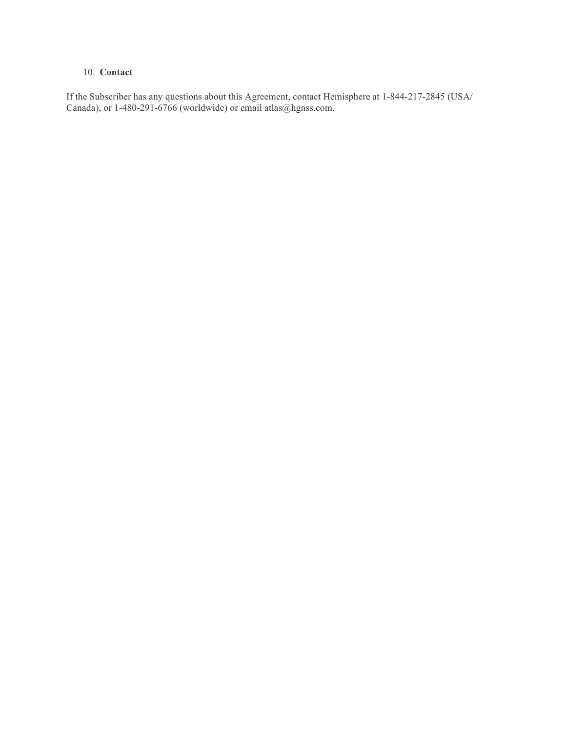10. **Contact**

If the Subscriber has any questions about this Agreement, contact Hemisphere at 1-844-217-2845 (USA/ Canada), or 1-480-291-6766 (worldwide) or email atlas@hgnss.com.